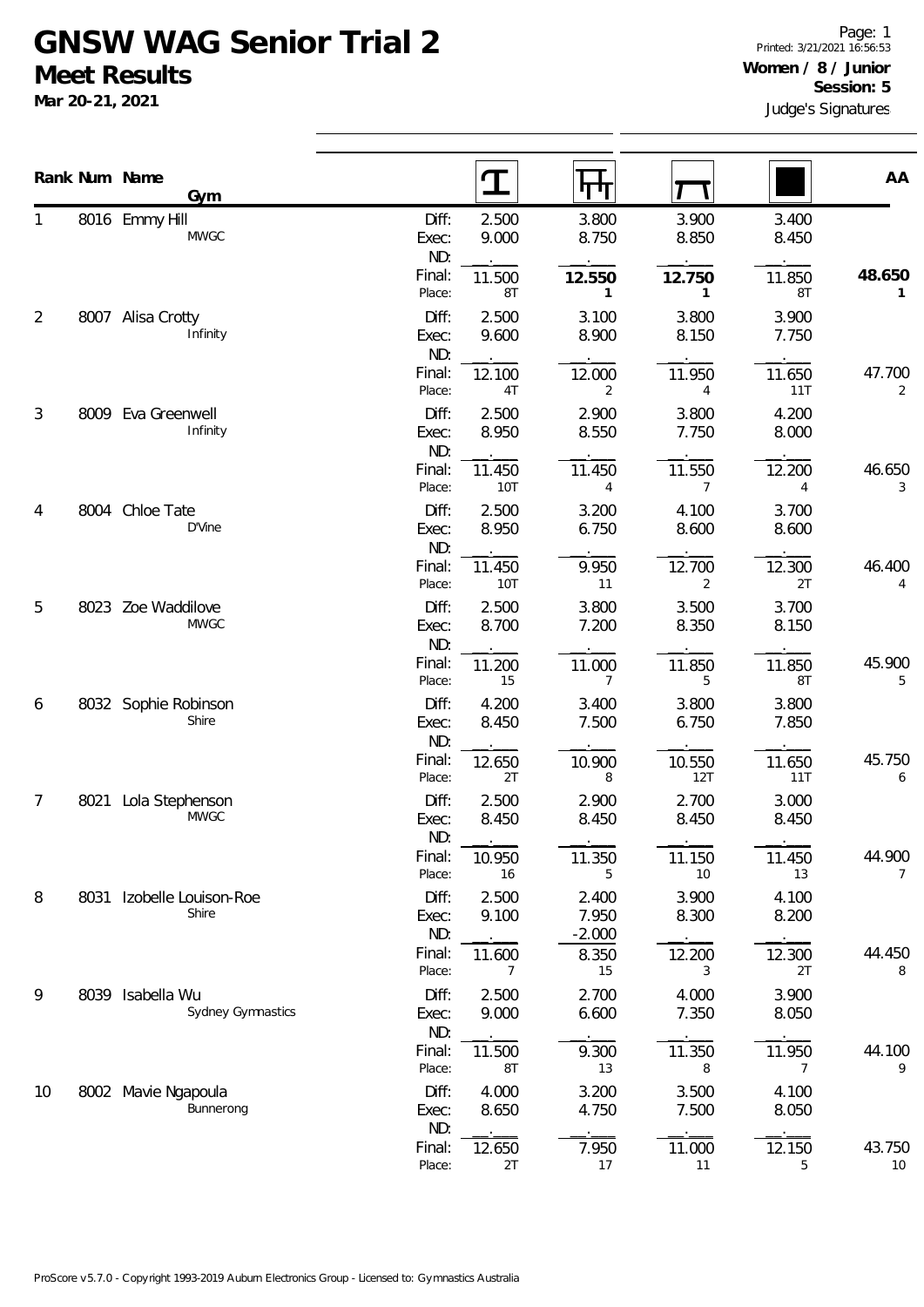# GNSW WAG Senior Trial 2

## Meet Results

**Mar 20-21, 2021**

**Women / 8 / Junior**
**Session: 5**
Judge's Signatures

| Rank | Num | Name / Gym | | Vault | Bars | Beam | Floor | AA |
|---|---|---|---|---|---|---|---|---|
| 1 | 8016 | Emmy Hill<br>MWGC | Diff: | 2.500 | 3.800 | 3.900 | 3.400 | |
| | | | Exec: | 9.000 | 8.750 | 8.850 | 8.450 | |
| | | | ND: | . | . | . | . | |
| | | | Final: | 11.500 | **12.550** | **12.750** | 11.850 | **48.650** |
| | | | Place: | 8T | **1** | **1** | 8T | **1** |
| 2 | 8007 | Alisa Crotty<br>Infinity | Diff: | 2.500 | 3.100 | 3.800 | 3.900 | |
| | | | Exec: | 9.600 | 8.900 | 8.150 | 7.750 | |
| | | | ND: | . | . | . | . | |
| | | | Final: | 12.100 | 12.000 | 11.950 | 11.650 | 47.700 |
| | | | Place: | 4T | 2 | 4 | 11T | 2 |
| 3 | 8009 | Eva Greenwell<br>Infinity | Diff: | 2.500 | 2.900 | 3.800 | 4.200 | |
| | | | Exec: | 8.950 | 8.550 | 7.750 | 8.000 | |
| | | | ND: | . | . | . | . | |
| | | | Final: | 11.450 | 11.450 | 11.550 | 12.200 | 46.650 |
| | | | Place: | 10T | 4 | 7 | 4 | 3 |
| 4 | 8004 | Chloe Tate<br>D'Vine | Diff: | 2.500 | 3.200 | 4.100 | 3.700 | |
| | | | Exec: | 8.950 | 6.750 | 8.600 | 8.600 | |
| | | | ND: | . | . | . | . | |
| | | | Final: | 11.450 | 9.950 | 12.700 | 12.300 | 46.400 |
| | | | Place: | 10T | 11 | 2 | 2T | 4 |
| 5 | 8023 | Zoe Waddilove<br>MWGC | Diff: | 2.500 | 3.800 | 3.500 | 3.700 | |
| | | | Exec: | 8.700 | 7.200 | 8.350 | 8.150 | |
| | | | ND: | . | . | . | . | |
| | | | Final: | 11.200 | 11.000 | 11.850 | 11.850 | 45.900 |
| | | | Place: | 15 | 7 | 5 | 8T | 5 |
| 6 | 8032 | Sophie Robinson<br>Shire | Diff: | 4.200 | 3.400 | 3.800 | 3.800 | |
| | | | Exec: | 8.450 | 7.500 | 6.750 | 7.850 | |
| | | | ND: | . | . | . | . | |
| | | | Final: | 12.650 | 10.900 | 10.550 | 11.650 | 45.750 |
| | | | Place: | 2T | 8 | 12T | 11T | 6 |
| 7 | 8021 | Lola Stephenson<br>MWGC | Diff: | 2.500 | 2.900 | 2.700 | 3.000 | |
| | | | Exec: | 8.450 | 8.450 | 8.450 | 8.450 | |
| | | | ND: | . | . | . | . | |
| | | | Final: | 10.950 | 11.350 | 11.150 | 11.450 | 44.900 |
| | | | Place: | 16 | 5 | 10 | 13 | 7 |
| 8 | 8031 | Izobelle Louison-Roe<br>Shire | Diff: | 2.500 | 2.400 | 3.900 | 4.100 | |
| | | | Exec: | 9.100 | 7.950 | 8.300 | 8.200 | |
| | | | ND: | . | -2.000 | . | . | |
| | | | Final: | 11.600 | 8.350 | 12.200 | 12.300 | 44.450 |
| | | | Place: | 7 | 15 | 3 | 2T | 8 |
| 9 | 8039 | Isabella Wu<br>Sydney Gymnastics | Diff: | 2.500 | 2.700 | 4.000 | 3.900 | |
| | | | Exec: | 9.000 | 6.600 | 7.350 | 8.050 | |
| | | | ND: | . | . | . | . | |
| | | | Final: | 11.500 | 9.300 | 11.350 | 11.950 | 44.100 |
| | | | Place: | 8T | 13 | 8 | 7 | 9 |
| 10 | 8002 | Mavie Ngapoula<br>Bunnerong | Diff: | 4.000 | 3.200 | 3.500 | 4.100 | |
| | | | Exec: | 8.650 | 4.750 | 7.500 | 8.050 | |
| | | | ND: | . | . | . | . | |
| | | | Final: | 12.650 | 7.950 | 11.000 | 12.150 | 43.750 |
| | | | Place: | 2T | 17 | 11 | 5 | 10 |

ProScore v5.7.0 - Copyright 1993-2019 Auburn Electronics Group - Licensed to: Gymnastics Australia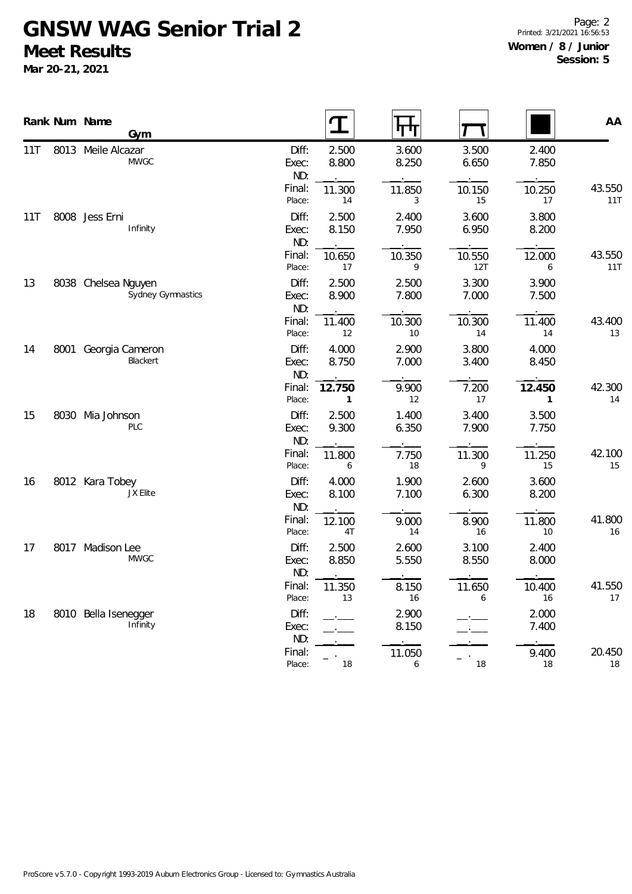# GNSW WAG Senior Trial 2

## Meet Results

**Mar 20-21, 2021**

**Women / 8 / Junior**
**Session: 5**

| Rank | Num | Name / Gym | | Vault | Bars | Beam | Floor | AA |
|---|---|---|---|---|---|---|---|---|
| 11T | 8013 | Meile Alcazar | Diff: | 2.500 | 3.600 | 3.500 | 2.400 | |
| | | MWGC | Exec: | 8.800 | 8.250 | 6.650 | 7.850 | |
| | | | ND: | . | . | . | . | |
| | | | Final: | 11.300 | 11.850 | 10.150 | 10.250 | 43.550 |
| | | | Place: | 14 | 3 | 15 | 17 | 11T |
| 11T | 8008 | Jess Erni | Diff: | 2.500 | 2.400 | 3.600 | 3.800 | |
| | | Infinity | Exec: | 8.150 | 7.950 | 6.950 | 8.200 | |
| | | | ND: | . | . | . | . | |
| | | | Final: | 10.650 | 10.350 | 10.550 | 12.000 | 43.550 |
| | | | Place: | 17 | 9 | 12T | 6 | 11T |
| 13 | 8038 | Chelsea Nguyen | Diff: | 2.500 | 2.500 | 3.300 | 3.900 | |
| | | Sydney Gymnastics | Exec: | 8.900 | 7.800 | 7.000 | 7.500 | |
| | | | ND: | . | . | . | . | |
| | | | Final: | 11.400 | 10.300 | 10.300 | 11.400 | 43.400 |
| | | | Place: | 12 | 10 | 14 | 14 | 13 |
| 14 | 8001 | Georgia Cameron | Diff: | 4.000 | 2.900 | 3.800 | 4.000 | |
| | | Blackert | Exec: | 8.750 | 7.000 | 3.400 | 8.450 | |
| | | | ND: | . | . | . | . | |
| | | | Final: | **12.750** | 9.900 | 7.200 | **12.450** | 42.300 |
| | | | Place: | **1** | 12 | 17 | **1** | 14 |
| 15 | 8030 | Mia Johnson | Diff: | 2.500 | 1.400 | 3.400 | 3.500 | |
| | | PLC | Exec: | 9.300 | 6.350 | 7.900 | 7.750 | |
| | | | ND: | . | . | . | . | |
| | | | Final: | 11.800 | 7.750 | 11.300 | 11.250 | 42.100 |
| | | | Place: | 6 | 18 | 9 | 15 | 15 |
| 16 | 8012 | Kara Tobey | Diff: | 4.000 | 1.900 | 2.600 | 3.600 | |
| | | JX Elite | Exec: | 8.100 | 7.100 | 6.300 | 8.200 | |
| | | | ND: | . | . | . | . | |
| | | | Final: | 12.100 | 9.000 | 8.900 | 11.800 | 41.800 |
| | | | Place: | 4T | 14 | 16 | 10 | 16 |
| 17 | 8017 | Madison Lee | Diff: | 2.500 | 2.600 | 3.100 | 2.400 | |
| | | MWGC | Exec: | 8.850 | 5.550 | 8.550 | 8.000 | |
| | | | ND: | . | . | . | . | |
| | | | Final: | 11.350 | 8.150 | 11.650 | 10.400 | 41.550 |
| | | | Place: | 13 | 16 | 6 | 16 | 17 |
| 18 | 8010 | Bella Isenegger | Diff: | . | 2.900 | . | 2.000 | |
| | | Infinity | Exec: | . | 8.150 | . | 7.400 | |
| | | | ND: | . | . | . | . | |
| | | | Final: | . | 11.050 | . | 9.400 | 20.450 |
| | | | Place: | 18 | 6 | 18 | 18 | 18 |

ProScore v5.7.0 - Copyright 1993-2019 Auburn Electronics Group - Licensed to: Gymnastics Australia